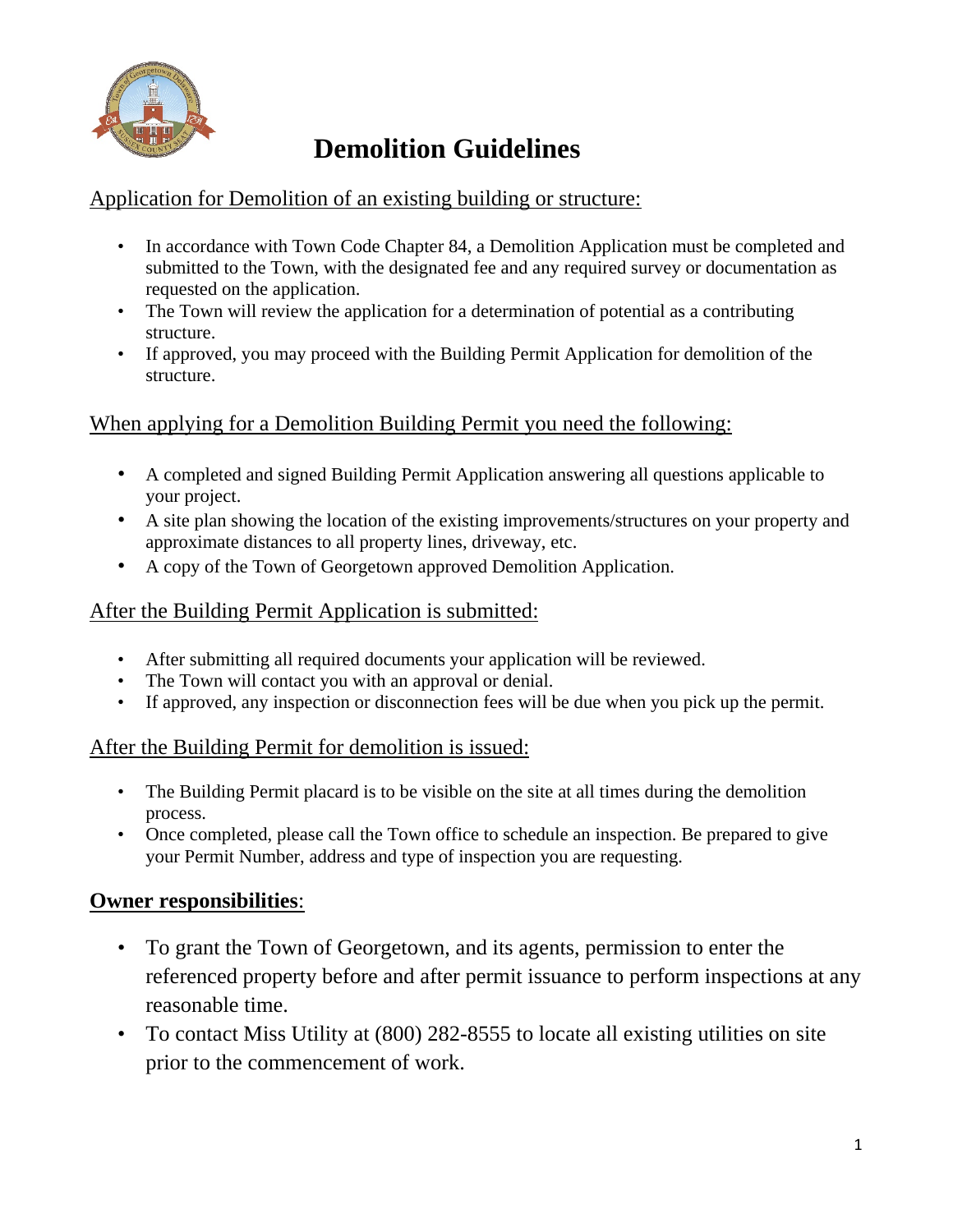# Demolition Guidelines

## Application for Demolition of an existing building or structure:

- In accordance with Town Code Chapter 84, a Demolition Application must be completed and submitted to the Town, with the designated fee and any required survey or documentation as requested on the application.
- The Town will review the application for a determination of potential as a contributing structure.
- If approved, you may proceed with the Building Permit Application for demolition of the structure.

## When applying for a Demolition Building Permit you need the following:

- A completed and signed Building Permit Application answering all questions applicable to your project.
- A site plan showing the location of the existing improvements/structures on your property and approximate distances to all property lines, driveway, etc.
- A copy of the Town of Georgetown approved Demolition Application.

## After the Building Permit Application is submitted:

- After submitting all required documents your application will be reviewed.
- The Town will contact you with an approval or denial.
- If approved, any inspection or disconnection fees will be due when you pick up the permit.

## After the Building Permit for demolition is issued:

- The Building Permit placard is to be visible on the site at all times during the demolition process.
- Once completed, please call the Town office to schedule an inspection. Be prepared to give your Permit Number, address and type of inspection you are requesting.

## **Owner responsibilities**:

- To grant the Town of Georgetown, and its agents, permission to enter the referenced property before and after permit issuance to perform inspections at any reasonable time.
- To contact Miss Utility at (800) 282-8555 to locate all existing utilities on site prior to the commencement of work.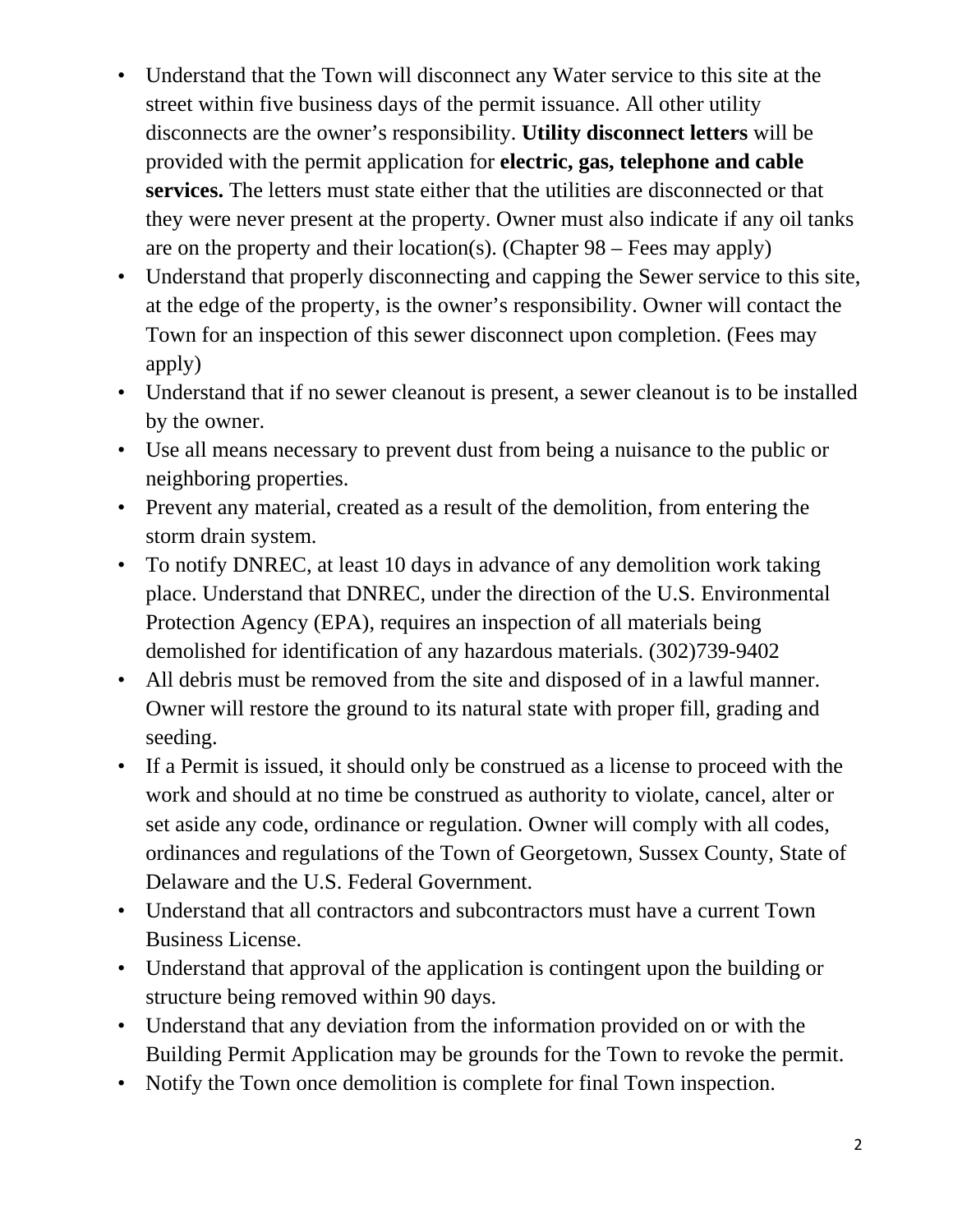- Understand that the Town will disconnect any Water service to this site at the street within five business days of the permit issuance. All other utility disconnects are the owner's responsibility. **Utility disconnect letters** will be provided with the permit application for **electric, gas, telephone and cable services.** The letters must state either that the utilities are disconnected or that they were never present at the property. Owner must also indicate if any oil tanks are on the property and their location(s). (Chapter 98 – Fees may apply)
- Understand that properly disconnecting and capping the Sewer service to this site, at the edge of the property, is the owner's responsibility. Owner will contact the Town for an inspection of this sewer disconnect upon completion. (Fees may apply)
- Understand that if no sewer cleanout is present, a sewer cleanout is to be installed by the owner.
- Use all means necessary to prevent dust from being a nuisance to the public or neighboring properties.
- Prevent any material, created as a result of the demolition, from entering the storm drain system.
- To notify DNREC, at least 10 days in advance of any demolition work taking place. Understand that DNREC, under the direction of the U.S. Environmental Protection Agency (EPA), requires an inspection of all materials being demolished for identification of any hazardous materials. (302)739-9402
- All debris must be removed from the site and disposed of in a lawful manner. Owner will restore the ground to its natural state with proper fill, grading and seeding.
- If a Permit is issued, it should only be construed as a license to proceed with the work and should at no time be construed as authority to violate, cancel, alter or set aside any code, ordinance or regulation. Owner will comply with all codes, ordinances and regulations of the Town of Georgetown, Sussex County, State of Delaware and the U.S. Federal Government.
- Understand that all contractors and subcontractors must have a current Town Business License.
- Understand that approval of the application is contingent upon the building or structure being removed within 90 days.
- Understand that any deviation from the information provided on or with the Building Permit Application may be grounds for the Town to revoke the permit.
- Notify the Town once demolition is complete for final Town inspection.